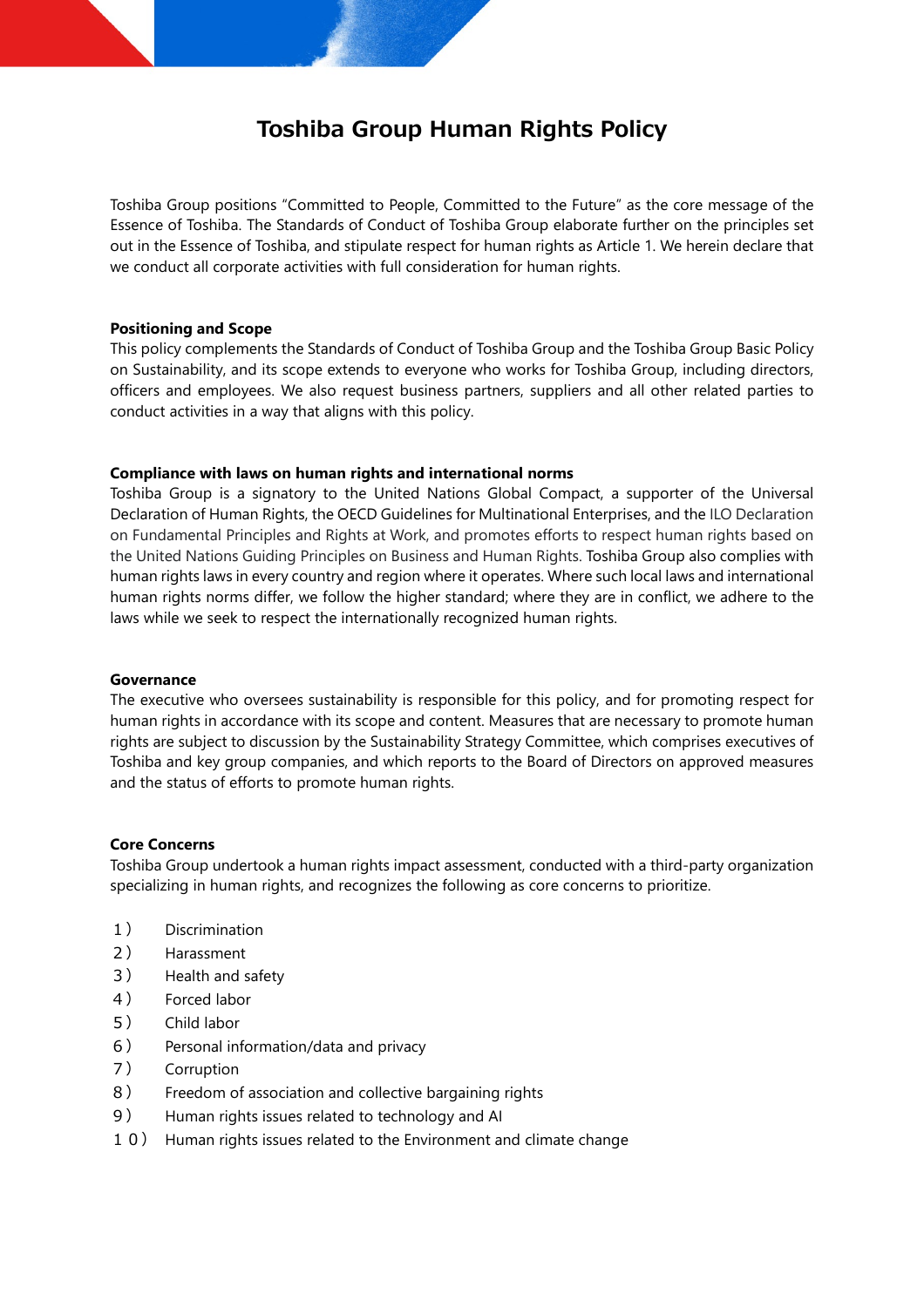# Toshiba Group Human Rights Policy

Toshiba Group positions "Committed to People, Committed to the Future" as the core message of the Essence of Toshiba. The Standards of Conduct of Toshiba Group elaborate further on the principles set out in the Essence of Toshiba, and stipulate respect for human rights as Article 1. We herein declare that we conduct all corporate activities with full consideration for human rights.

**Positioning and Scope**

This policy complements the Standards of Conduct of Toshiba Group and the Toshiba Group Basic Policy on Sustainability, and its scope extends to everyone who works for Toshiba Group, including directors, officers and employees. We also request business partners, suppliers and all other related parties to conduct activities in a way that aligns with this policy.

**Compliance with laws on human rights and international norms**

Toshiba Group is a signatory to the United Nations Global Compact, a supporter of the Universal Declaration of Human Rights, the OECD Guidelines for Multinational Enterprises, and the ILO Declaration on Fundamental Principles and Rights at Work, and promotes efforts to respect human rights based on the United Nations Guiding Principles on Business and Human Rights. Toshiba Group also complies with human rights laws in every country and region where it operates. Where such local laws and international human rights norms differ, we follow the higher standard; where they are in conflict, we adhere to the laws while we seek to respect the internationally recognized human rights.

**Governance**

The executive who oversees sustainability is responsible for this policy, and for promoting respect for human rights in accordance with its scope and content. Measures that are necessary to promote human rights are subject to discussion by the Sustainability Strategy Committee, which comprises executives of Toshiba and key group companies, and which reports to the Board of Directors on approved measures and the status of efforts to promote human rights.

**Core Concerns**

Toshiba Group undertook a human rights impact assessment, conducted with a third-party organization specializing in human rights, and recognizes the following as core concerns to prioritize.

１）　Discrimination
２）　Harassment
３）　Health and safety
４）　Forced labor
５）　Child labor
６）　Personal information/data and privacy
７）　Corruption
８）　Freedom of association and collective bargaining rights
９）　Human rights issues related to technology and AI
１０）　Human rights issues related to the Environment and climate change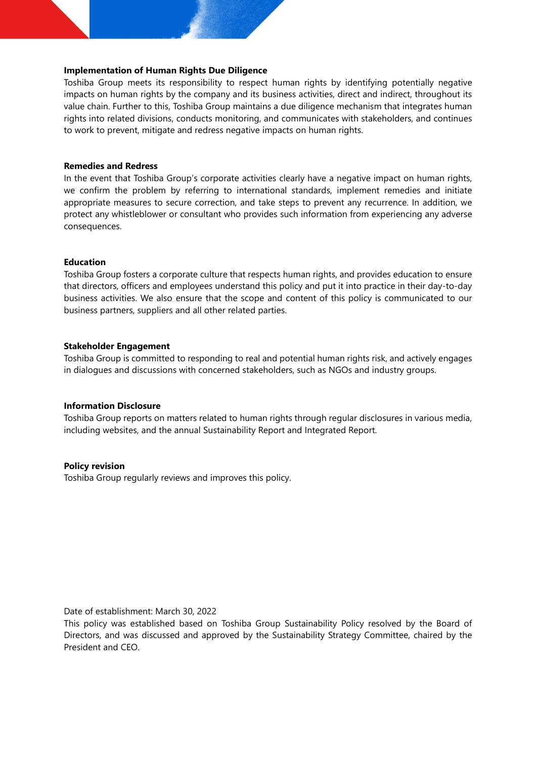**Implementation of Human Rights Due Diligence**

Toshiba Group meets its responsibility to respect human rights by identifying potentially negative impacts on human rights by the company and its business activities, direct and indirect, throughout its value chain. Further to this, Toshiba Group maintains a due diligence mechanism that integrates human rights into related divisions, conducts monitoring, and communicates with stakeholders, and continues to work to prevent, mitigate and redress negative impacts on human rights.

**Remedies and Redress**

In the event that Toshiba Group's corporate activities clearly have a negative impact on human rights, we confirm the problem by referring to international standards, implement remedies and initiate appropriate measures to secure correction, and take steps to prevent any recurrence. In addition, we protect any whistleblower or consultant who provides such information from experiencing any adverse consequences.

**Education**

Toshiba Group fosters a corporate culture that respects human rights, and provides education to ensure that directors, officers and employees understand this policy and put it into practice in their day-to-day business activities. We also ensure that the scope and content of this policy is communicated to our business partners, suppliers and all other related parties.

**Stakeholder Engagement**

Toshiba Group is committed to responding to real and potential human rights risk, and actively engages in dialogues and discussions with concerned stakeholders, such as NGOs and industry groups.

**Information Disclosure**

Toshiba Group reports on matters related to human rights through regular disclosures in various media, including websites, and the annual Sustainability Report and Integrated Report.

**Policy revision**

Toshiba Group regularly reviews and improves this policy.

Date of establishment: March 30, 2022

This policy was established based on Toshiba Group Sustainability Policy resolved by the Board of Directors, and was discussed and approved by the Sustainability Strategy Committee, chaired by the President and CEO.